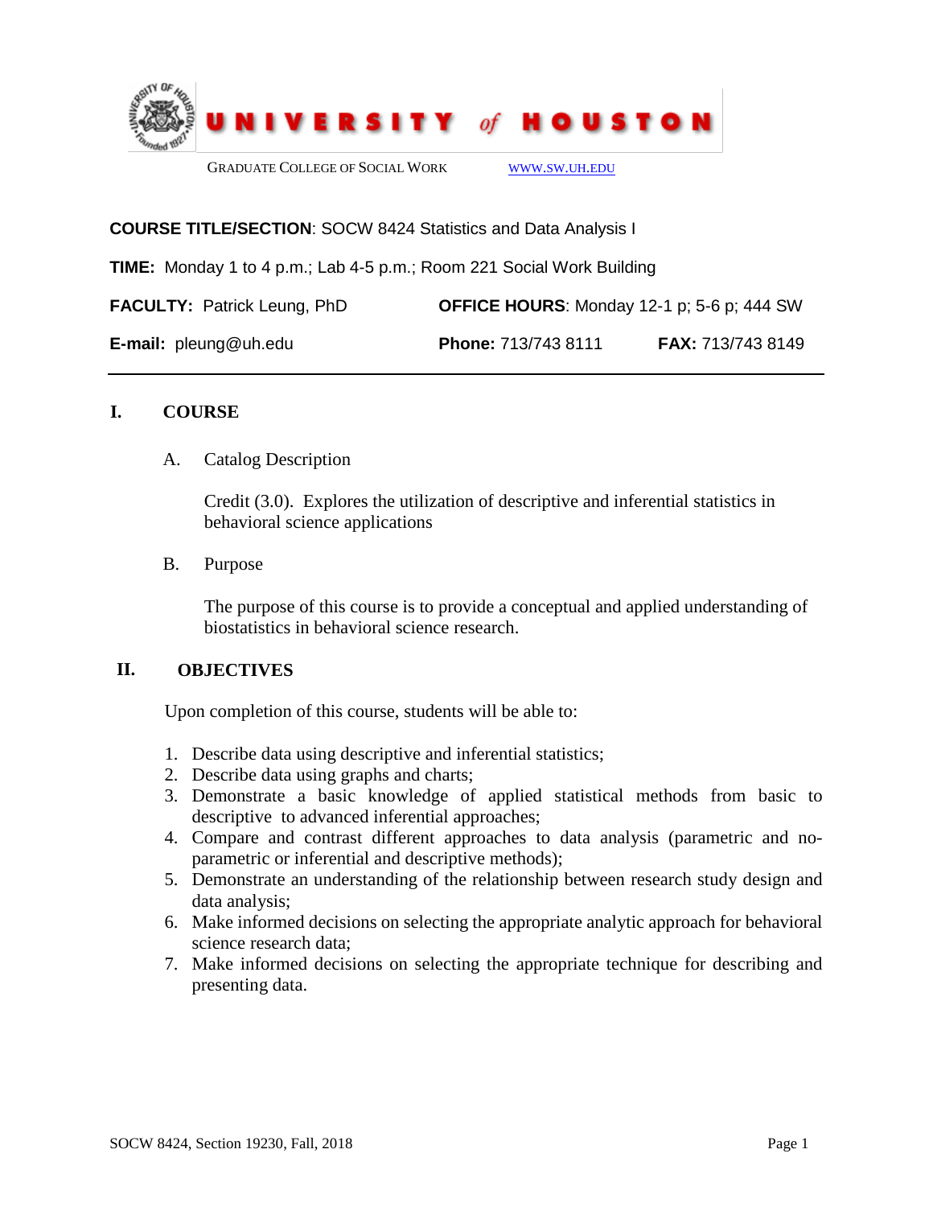# UNIVERSITY of HOUSTON

GRADUATE COLLEGE OF SOCIAL WORK    WWW.SW.UH.EDU

**COURSE TITLE/SECTION**: SOCW 8424 Statistics and Data Analysis I

**TIME:** Monday 1 to 4 p.m.; Lab 4-5 p.m.; Room 221 Social Work Building

**FACULTY:** Patrick Leung, PhD    **OFFICE HOURS**: Monday 12-1 p; 5-6 p; 444 SW

**E-mail:** pleung@uh.edu    **Phone:** 713/743 8111    **FAX:** 713/743 8149

---

## I. COURSE

### A. Catalog Description

Credit (3.0). Explores the utilization of descriptive and inferential statistics in behavioral science applications

### B. Purpose

The purpose of this course is to provide a conceptual and applied understanding of biostatistics in behavioral science research.

## II. OBJECTIVES

Upon completion of this course, students will be able to:

1. Describe data using descriptive and inferential statistics;
2. Describe data using graphs and charts;
3. Demonstrate a basic knowledge of applied statistical methods from basic to descriptive to advanced inferential approaches;
4. Compare and contrast different approaches to data analysis (parametric and no-parametric or inferential and descriptive methods);
5. Demonstrate an understanding of the relationship between research study design and data analysis;
6. Make informed decisions on selecting the appropriate analytic approach for behavioral science research data;
7. Make informed decisions on selecting the appropriate technique for describing and presenting data.

SOCW 8424, Section 19230, Fall, 2018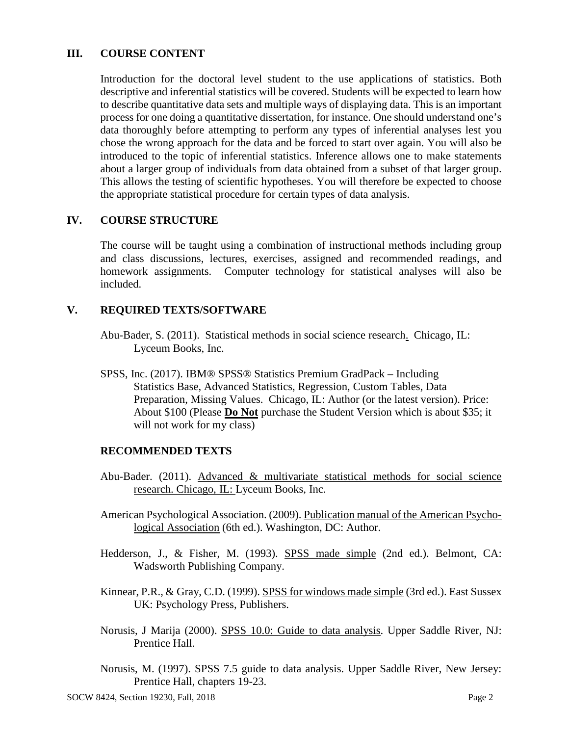## III. COURSE CONTENT

Introduction for the doctoral level student to the use applications of statistics. Both descriptive and inferential statistics will be covered. Students will be expected to learn how to describe quantitative data sets and multiple ways of displaying data. This is an important process for one doing a quantitative dissertation, for instance. One should understand one's data thoroughly before attempting to perform any types of inferential analyses lest you chose the wrong approach for the data and be forced to start over again. You will also be introduced to the topic of inferential statistics. Inference allows one to make statements about a larger group of individuals from data obtained from a subset of that larger group. This allows the testing of scientific hypotheses. You will therefore be expected to choose the appropriate statistical procedure for certain types of data analysis.

## IV. COURSE STRUCTURE

The course will be taught using a combination of instructional methods including group and class discussions, lectures, exercises, assigned and recommended readings, and homework assignments. Computer technology for statistical analyses will also be included.

## V. REQUIRED TEXTS/SOFTWARE

Abu-Bader, S. (2011). Statistical methods in social science research. Chicago, IL: Lyceum Books, Inc.

SPSS, Inc. (2017). IBM® SPSS® Statistics Premium GradPack – Including Statistics Base, Advanced Statistics, Regression, Custom Tables, Data Preparation, Missing Values. Chicago, IL: Author (or the latest version). Price: About $100 (Please **<u>Do Not</u>** purchase the Student Version which is about $35; it will not work for my class)

### RECOMMENDED TEXTS

Abu-Bader. (2011). <u>Advanced & multivariate statistical methods for social science research. Chicago, IL:</u> Lyceum Books, Inc.

American Psychological Association. (2009). <u>Publication manual of the American Psychological Association</u> (6th ed.). Washington, DC: Author.

Hedderson, J., & Fisher, M. (1993). <u>SPSS made simple</u> (2nd ed.). Belmont, CA: Wadsworth Publishing Company.

Kinnear, P.R., & Gray, C.D. (1999). <u>SPSS for windows made simple</u> (3rd ed.). East Sussex UK: Psychology Press, Publishers.

Norusis, J Marija (2000). <u>SPSS 10.0: Guide to data analysis</u>. Upper Saddle River, NJ: Prentice Hall.

Norusis, M. (1997). SPSS 7.5 guide to data analysis. Upper Saddle River, New Jersey: Prentice Hall, chapters 19-23.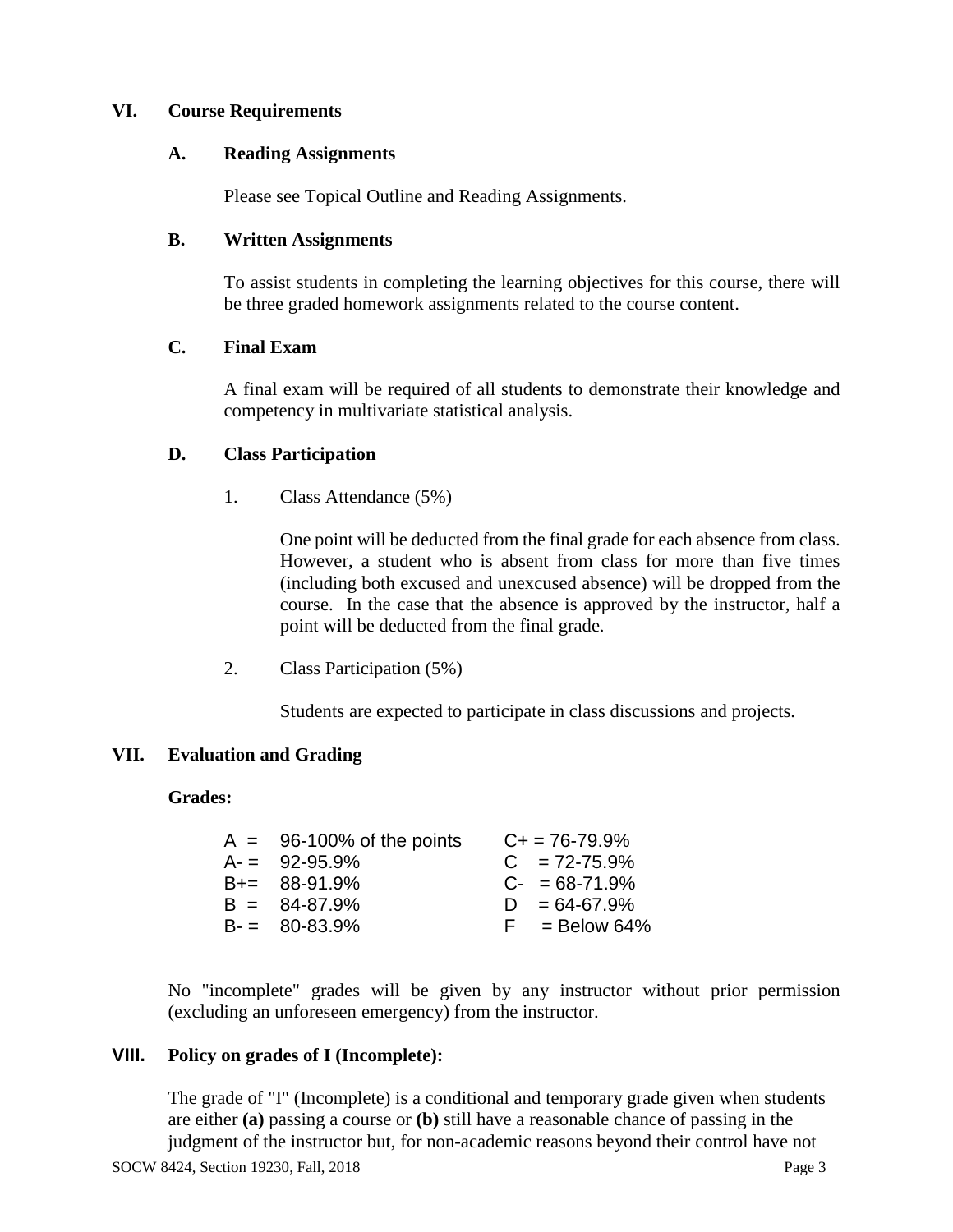## VI. Course Requirements

### A. Reading Assignments

Please see Topical Outline and Reading Assignments.

### B. Written Assignments

To assist students in completing the learning objectives for this course, there will be three graded homework assignments related to the course content.

### C. Final Exam

A final exam will be required of all students to demonstrate their knowledge and competency in multivariate statistical analysis.

### D. Class Participation

1. Class Attendance (5%)

   One point will be deducted from the final grade for each absence from class. However, a student who is absent from class for more than five times (including both excused and unexcused absence) will be dropped from the course. In the case that the absence is approved by the instructor, half a point will be deducted from the final grade.

2. Class Participation (5%)

   Students are expected to participate in class discussions and projects.

## VII. Evaluation and Grading

**Grades:**

| | | | |
|---|---|---|---|
| A = | 96-100% of the points | C+ = | 76-79.9% |
| A- = | 92-95.9% | C = | 72-75.9% |
| B+= | 88-91.9% | C- = | 68-71.9% |
| B = | 84-87.9% | D = | 64-67.9% |
| B- = | 80-83.9% | F = | Below 64% |

No "incomplete" grades will be given by any instructor without prior permission (excluding an unforeseen emergency) from the instructor.

## VIII. Policy on grades of I (Incomplete):

The grade of "I" (Incomplete) is a conditional and temporary grade given when students are either **(a)** passing a course or **(b)** still have a reasonable chance of passing in the judgment of the instructor but, for non-academic reasons beyond their control have not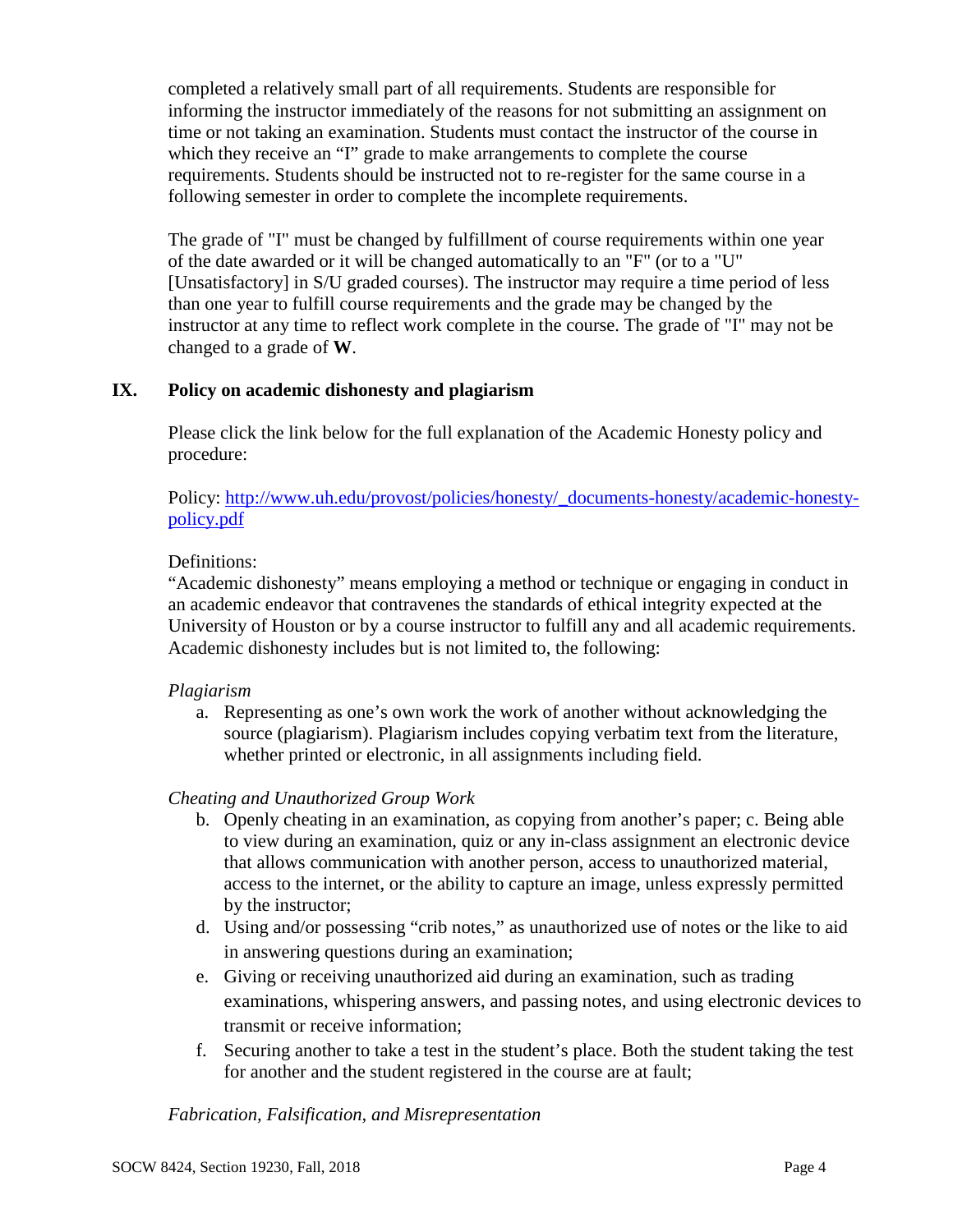completed a relatively small part of all requirements. Students are responsible for informing the instructor immediately of the reasons for not submitting an assignment on time or not taking an examination. Students must contact the instructor of the course in which they receive an "I" grade to make arrangements to complete the course requirements. Students should be instructed not to re-register for the same course in a following semester in order to complete the incomplete requirements.

The grade of "I" must be changed by fulfillment of course requirements within one year of the date awarded or it will be changed automatically to an "F" (or to a "U" [Unsatisfactory] in S/U graded courses). The instructor may require a time period of less than one year to fulfill course requirements and the grade may be changed by the instructor at any time to reflect work complete in the course. The grade of "I" may not be changed to a grade of **W**.

## IX. Policy on academic dishonesty and plagiarism

Please click the link below for the full explanation of the Academic Honesty policy and procedure:

Policy: [http://www.uh.edu/provost/policies/honesty/_documents-honesty/academic-honesty-policy.pdf](http://www.uh.edu/provost/policies/honesty/_documents-honesty/academic-honesty-policy.pdf)

Definitions:
"Academic dishonesty" means employing a method or technique or engaging in conduct in an academic endeavor that contravenes the standards of ethical integrity expected at the University of Houston or by a course instructor to fulfill any and all academic requirements. Academic dishonesty includes but is not limited to, the following:

*Plagiarism*

a. Representing as one's own work the work of another without acknowledging the source (plagiarism). Plagiarism includes copying verbatim text from the literature, whether printed or electronic, in all assignments including field.

*Cheating and Unauthorized Group Work*

b. Openly cheating in an examination, as copying from another's paper; c. Being able to view during an examination, quiz or any in-class assignment an electronic device that allows communication with another person, access to unauthorized material, access to the internet, or the ability to capture an image, unless expressly permitted by the instructor;
d. Using and/or possessing "crib notes," as unauthorized use of notes or the like to aid in answering questions during an examination;
e. Giving or receiving unauthorized aid during an examination, such as trading examinations, whispering answers, and passing notes, and using electronic devices to transmit or receive information;
f. Securing another to take a test in the student's place. Both the student taking the test for another and the student registered in the course are at fault;

*Fabrication, Falsification, and Misrepresentation*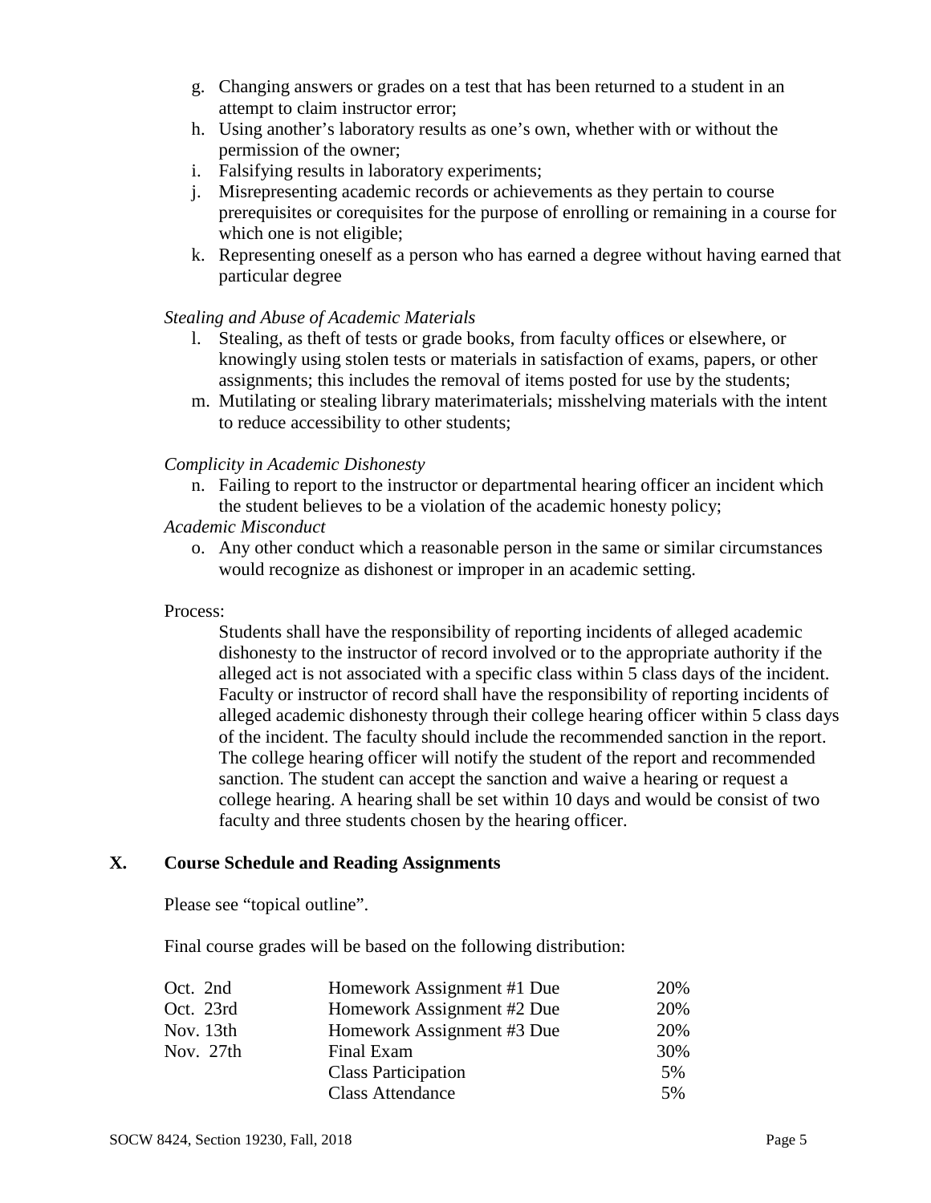g. Changing answers or grades on a test that has been returned to a student in an attempt to claim instructor error;
h. Using another's laboratory results as one's own, whether with or without the permission of the owner;
i. Falsifying results in laboratory experiments;
j. Misrepresenting academic records or achievements as they pertain to course prerequisites or corequisites for the purpose of enrolling or remaining in a course for which one is not eligible;
k. Representing oneself as a person who has earned a degree without having earned that particular degree

*Stealing and Abuse of Academic Materials*

l. Stealing, as theft of tests or grade books, from faculty offices or elsewhere, or knowingly using stolen tests or materials in satisfaction of exams, papers, or other assignments; this includes the removal of items posted for use by the students;
m. Mutilating or stealing library materimaterials; misshelving materials with the intent to reduce accessibility to other students;

*Complicity in Academic Dishonesty*

n. Failing to report to the instructor or departmental hearing officer an incident which the student believes to be a violation of the academic honesty policy;

*Academic Misconduct*

o. Any other conduct which a reasonable person in the same or similar circumstances would recognize as dishonest or improper in an academic setting.

Process:

Students shall have the responsibility of reporting incidents of alleged academic dishonesty to the instructor of record involved or to the appropriate authority if the alleged act is not associated with a specific class within 5 class days of the incident. Faculty or instructor of record shall have the responsibility of reporting incidents of alleged academic dishonesty through their college hearing officer within 5 class days of the incident. The faculty should include the recommended sanction in the report. The college hearing officer will notify the student of the report and recommended sanction. The student can accept the sanction and waive a hearing or request a college hearing. A hearing shall be set within 10 days and would be consist of two faculty and three students chosen by the hearing officer.

## X. Course Schedule and Reading Assignments

Please see "topical outline".

Final course grades will be based on the following distribution:

| | | |
|---|---|---|
| Oct. 2nd | Homework Assignment #1 Due | 20% |
| Oct. 23rd | Homework Assignment #2 Due | 20% |
| Nov. 13th | Homework Assignment #3 Due | 20% |
| Nov. 27th | Final Exam | 30% |
| | Class Participation | 5% |
| | Class Attendance | 5% |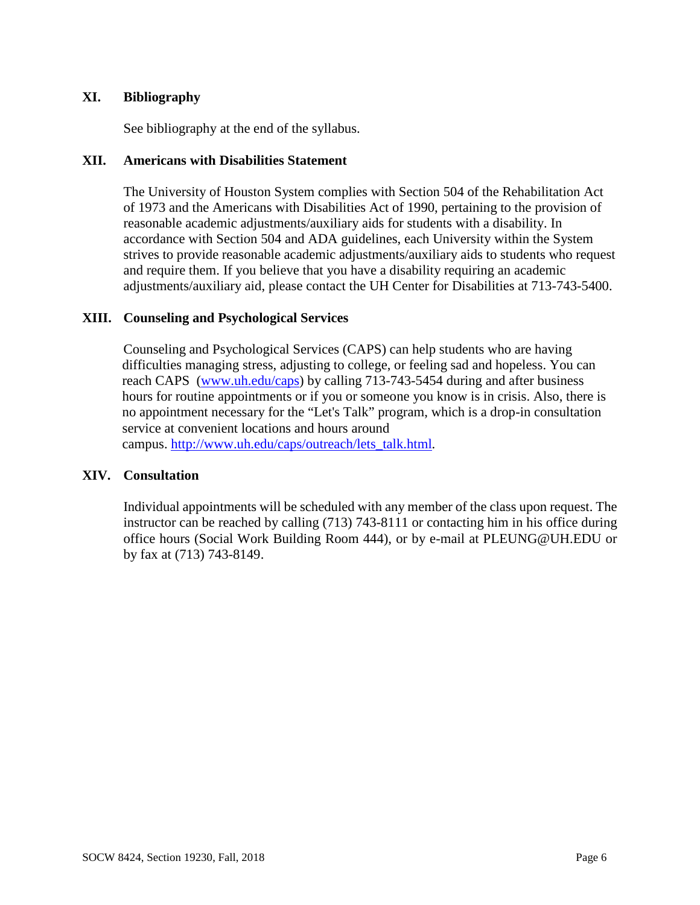## XI. Bibliography

See bibliography at the end of the syllabus.

## XII. Americans with Disabilities Statement

The University of Houston System complies with Section 504 of the Rehabilitation Act of 1973 and the Americans with Disabilities Act of 1990, pertaining to the provision of reasonable academic adjustments/auxiliary aids for students with a disability. In accordance with Section 504 and ADA guidelines, each University within the System strives to provide reasonable academic adjustments/auxiliary aids to students who request and require them. If you believe that you have a disability requiring an academic adjustments/auxiliary aid, please contact the UH Center for Disabilities at 713-743-5400.

## XIII. Counseling and Psychological Services

Counseling and Psychological Services (CAPS) can help students who are having difficulties managing stress, adjusting to college, or feeling sad and hopeless. You can reach CAPS ([www.uh.edu/caps](www.uh.edu/caps)) by calling 713-743-5454 during and after business hours for routine appointments or if you or someone you know is in crisis. Also, there is no appointment necessary for the "Let's Talk" program, which is a drop-in consultation service at convenient locations and hours around campus. [http://www.uh.edu/caps/outreach/lets_talk.html](http://www.uh.edu/caps/outreach/lets_talk.html).

## XIV. Consultation

Individual appointments will be scheduled with any member of the class upon request. The instructor can be reached by calling (713) 743-8111 or contacting him in his office during office hours (Social Work Building Room 444), or by e-mail at PLEUNG@UH.EDU or by fax at (713) 743-8149.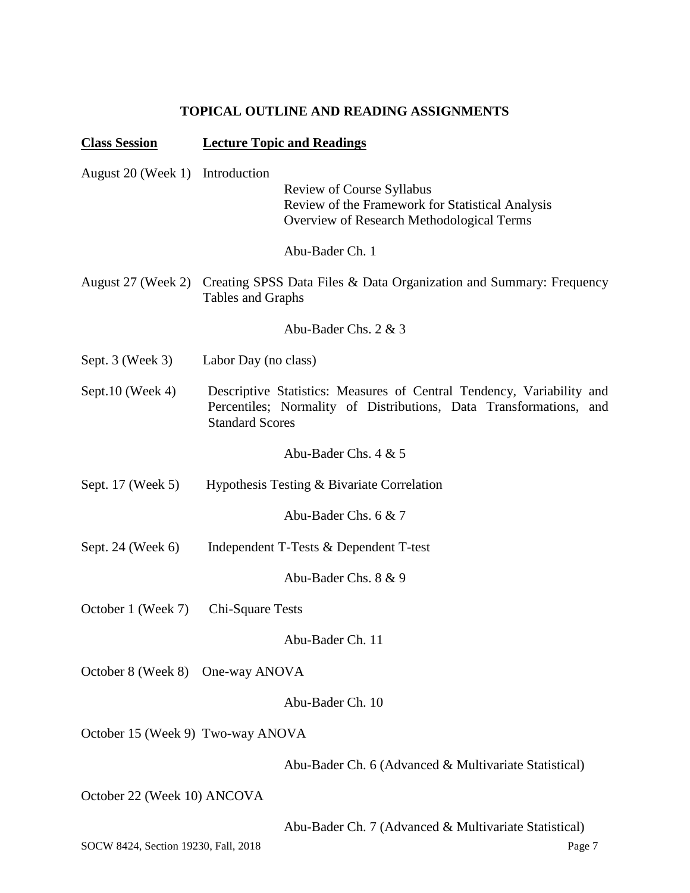## TOPICAL OUTLINE AND READING ASSIGNMENTS

| **Class Session** | **Lecture Topic and Readings** |
|---|---|
| August 20 (Week 1) | Introduction<br>Review of Course Syllabus<br>Review of the Framework for Statistical Analysis<br>Overview of Research Methodological Terms<br><br>Abu-Bader Ch. 1 |
| August 27 (Week 2) | Creating SPSS Data Files & Data Organization and Summary: Frequency Tables and Graphs<br><br>Abu-Bader Chs. 2 & 3 |
| Sept. 3 (Week 3) | Labor Day (no class) |
| Sept.10 (Week 4) | Descriptive Statistics: Measures of Central Tendency, Variability and Percentiles; Normality of Distributions, Data Transformations, and Standard Scores<br><br>Abu-Bader Chs. 4 & 5 |
| Sept. 17 (Week 5) | Hypothesis Testing & Bivariate Correlation<br><br>Abu-Bader Chs. 6 & 7 |
| Sept. 24 (Week 6) | Independent T-Tests & Dependent T-test<br><br>Abu-Bader Chs. 8 & 9 |
| October 1 (Week 7) | Chi-Square Tests<br><br>Abu-Bader Ch. 11 |
| October 8 (Week 8) | One-way ANOVA<br><br>Abu-Bader Ch. 10 |
| October 15 (Week 9) | Two-way ANOVA<br><br>Abu-Bader Ch. 6 (Advanced & Multivariate Statistical) |
| October 22 (Week 10) | ANCOVA<br><br>Abu-Bader Ch. 7 (Advanced & Multivariate Statistical) |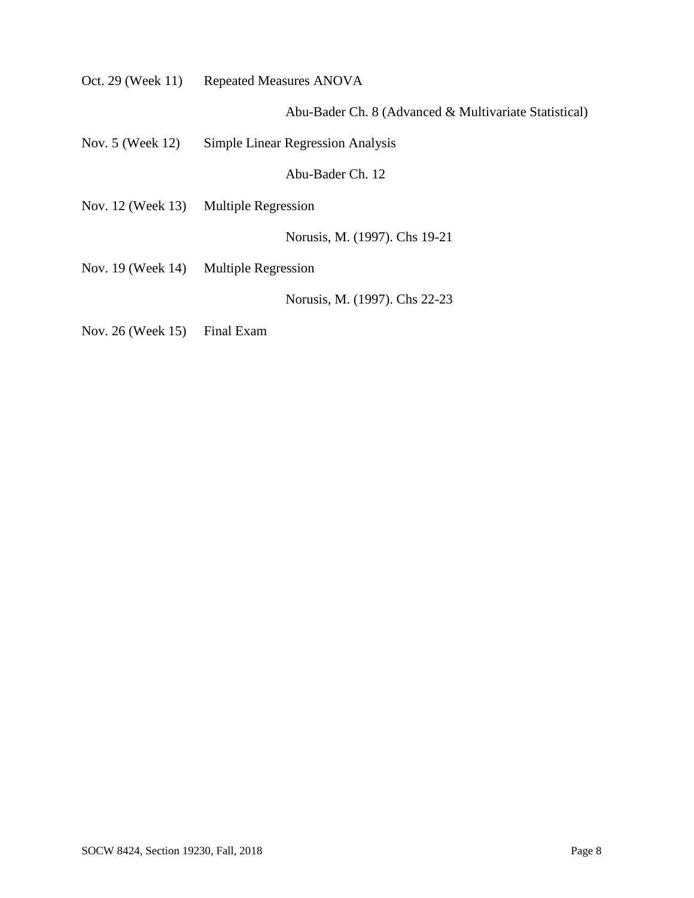Oct. 29 (Week 11) Repeated Measures ANOVA

Abu-Bader Ch. 8 (Advanced & Multivariate Statistical)

Nov. 5 (Week 12) Simple Linear Regression Analysis

Abu-Bader Ch. 12

Nov. 12 (Week 13) Multiple Regression

Norusis, M. (1997). Chs 19-21

Nov. 19 (Week 14) Multiple Regression

Norusis, M. (1997). Chs 22-23

Nov. 26 (Week 15) Final Exam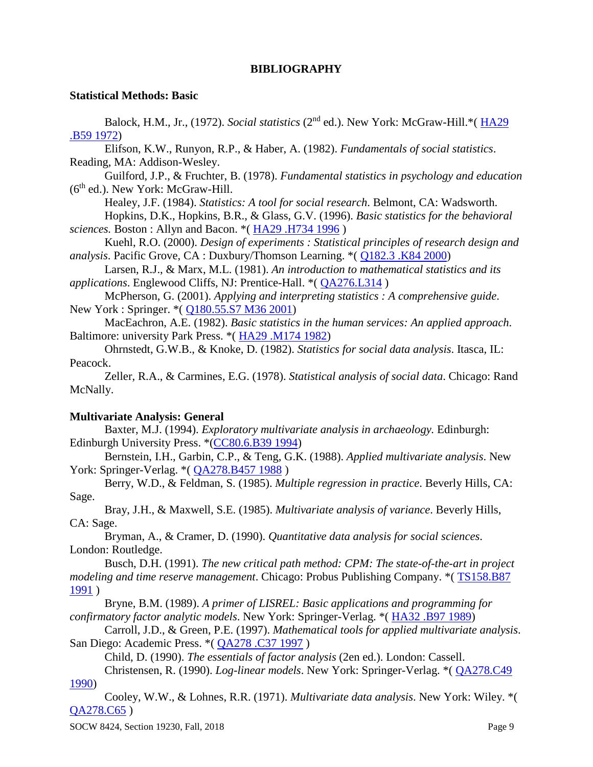**BIBLIOGRAPHY**

**Statistical Methods: Basic**

Balock, H.M., Jr., (1972). *Social statistics* (2nd ed.). New York: McGraw-Hill.*( HA29 .B59 1972)

Elifson, K.W., Runyon, R.P., & Haber, A. (1982). *Fundamentals of social statistics*. Reading, MA: Addison-Wesley.

Guilford, J.P., & Fruchter, B. (1978). *Fundamental statistics in psychology and education* (6th ed.). New York: McGraw-Hill.

Healey, J.F. (1984). *Statistics: A tool for social research*. Belmont, CA: Wadsworth.

Hopkins, D.K., Hopkins, B.R., & Glass, G.V. (1996). *Basic statistics for the behavioral sciences.* Boston : Allyn and Bacon. *( HA29 .H734 1996 )

Kuehl, R.O. (2000). *Design of experiments : Statistical principles of research design and analysis*. Pacific Grove, CA : Duxbury/Thomson Learning. *( Q182.3 .K84 2000)

Larsen, R.J., & Marx, M.L. (1981). *An introduction to mathematical statistics and its applications*. Englewood Cliffs, NJ: Prentice-Hall. *( QA276.L314 )

McPherson, G. (2001). *Applying and interpreting statistics : A comprehensive guide*. New York : Springer. *( Q180.55.S7 M36 2001)

MacEachron, A.E. (1982). *Basic statistics in the human services: An applied approach*. Baltimore: university Park Press. *( HA29 .M174 1982)

Ohrnstedt, G.W.B., & Knoke, D. (1982). *Statistics for social data analysis*. Itasca, IL: Peacock.

Zeller, R.A., & Carmines, E.G. (1978). *Statistical analysis of social data*. Chicago: Rand McNally.

**Multivariate Analysis: General**

Baxter, M.J. (1994). *Exploratory multivariate analysis in archaeology.* Edinburgh: Edinburgh University Press. *(CC80.6.B39 1994)

Bernstein, I.H., Garbin, C.P., & Teng, G.K. (1988). *Applied multivariate analysis*. New York: Springer-Verlag. *( QA278.B457 1988 )

Berry, W.D., & Feldman, S. (1985). *Multiple regression in practice*. Beverly Hills, CA: Sage.

Bray, J.H., & Maxwell, S.E. (1985). *Multivariate analysis of variance*. Beverly Hills, CA: Sage.

Bryman, A., & Cramer, D. (1990). *Quantitative data analysis for social sciences*. London: Routledge.

Busch, D.H. (1991). *The new critical path method: CPM: The state-of-the-art in project modeling and time reserve management*. Chicago: Probus Publishing Company. *( TS158.B87 1991 )

Bryne, B.M. (1989). *A primer of LISREL: Basic applications and programming for confirmatory factor analytic models*. New York: Springer-Verlag. *( HA32 .B97 1989)

Carroll, J.D., & Green, P.E. (1997). *Mathematical tools for applied multivariate analysis*. San Diego: Academic Press. *( QA278 .C37 1997 )

Child, D. (1990). *The essentials of factor analysis* (2en ed.). London: Cassell.

Christensen, R. (1990). *Log-linear models*. New York: Springer-Verlag. *( QA278.C49 1990)

Cooley, W.W., & Lohnes, R.R. (1971). *Multivariate data analysis*. New York: Wiley. *( QA278.C65 )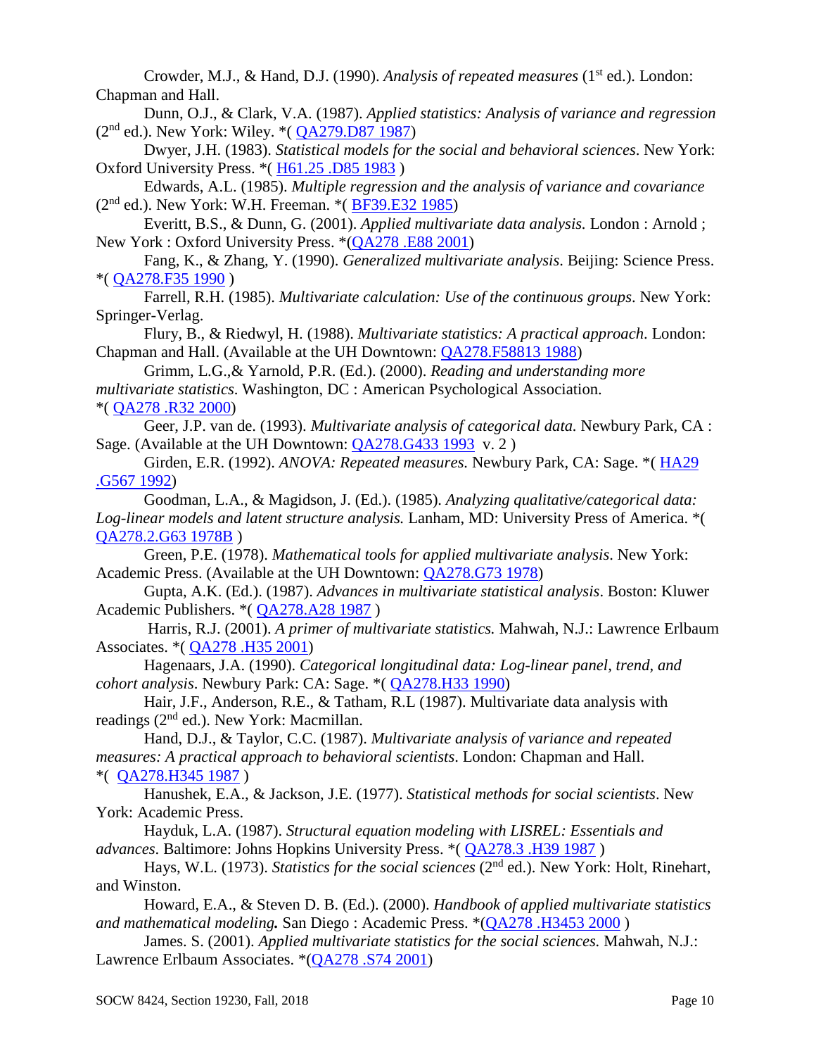Crowder, M.J., & Hand, D.J. (1990). *Analysis of repeated measures* (1st ed.). London: Chapman and Hall.

Dunn, O.J., & Clark, V.A. (1987). *Applied statistics: Analysis of variance and regression* (2nd ed.). New York: Wiley. *( QA279.D87 1987)

Dwyer, J.H. (1983). *Statistical models for the social and behavioral sciences*. New York: Oxford University Press. *( H61.25 .D85 1983 )

Edwards, A.L. (1985). *Multiple regression and the analysis of variance and covariance* (2nd ed.). New York: W.H. Freeman. *( BF39.E32 1985)

Everitt, B.S., & Dunn, G. (2001). *Applied multivariate data analysis.* London : Arnold ; New York : Oxford University Press. *(QA278 .E88 2001)

Fang, K., & Zhang, Y. (1990). *Generalized multivariate analysis*. Beijing: Science Press. *( QA278.F35 1990 )

Farrell, R.H. (1985). *Multivariate calculation: Use of the continuous groups*. New York: Springer-Verlag.

Flury, B., & Riedwyl, H. (1988). *Multivariate statistics: A practical approach*. London: Chapman and Hall. (Available at the UH Downtown: QA278.F58813 1988)

Grimm, L.G.,& Yarnold, P.R. (Ed.). (2000). *Reading and understanding more multivariate statistics.* Washington, DC : American Psychological Association. *( QA278 .R32 2000)

Geer, J.P. van de. (1993). *Multivariate analysis of categorical data.* Newbury Park, CA : Sage. (Available at the UH Downtown: QA278.G433 1993 v. 2 )

Girden, E.R. (1992). *ANOVA: Repeated measures.* Newbury Park, CA: Sage. *( HA29 .G567 1992)

Goodman, L.A., & Magidson, J. (Ed.). (1985). *Analyzing qualitative/categorical data: Log-linear models and latent structure analysis.* Lanham, MD: University Press of America. *( QA278.2.G63 1978B )

Green, P.E. (1978). *Mathematical tools for applied multivariate analysis*. New York: Academic Press. (Available at the UH Downtown: QA278.G73 1978)

Gupta, A.K. (Ed.). (1987). *Advances in multivariate statistical analysis*. Boston: Kluwer Academic Publishers. *( QA278.A28 1987 )

Harris, R.J. (2001). *A primer of multivariate statistics.* Mahwah, N.J.: Lawrence Erlbaum Associates. *( QA278 .H35 2001)

Hagenaars, J.A. (1990). *Categorical longitudinal data: Log-linear panel, trend, and cohort analysis*. Newbury Park: CA: Sage. *( QA278.H33 1990)

Hair, J.F., Anderson, R.E., & Tatham, R.L (1987). Multivariate data analysis with readings (2nd ed.). New York: Macmillan.

Hand, D.J., & Taylor, C.C. (1987). *Multivariate analysis of variance and repeated measures: A practical approach to behavioral scientists*. London: Chapman and Hall. *( QA278.H345 1987 )

Hanushek, E.A., & Jackson, J.E. (1977). *Statistical methods for social scientists*. New York: Academic Press.

Hayduk, L.A. (1987). *Structural equation modeling with LISREL: Essentials and advances.* Baltimore: Johns Hopkins University Press. *( QA278.3 .H39 1987 )

Hays, W.L. (1973). *Statistics for the social sciences* (2nd ed.). New York: Holt, Rinehart, and Winston.

Howard, E.A., & Steven D. B. (Ed.). (2000). *Handbook of applied multivariate statistics and mathematical modeling.* San Diego : Academic Press. *(QA278 .H3453 2000 )

James. S. (2001). *Applied multivariate statistics for the social sciences.* Mahwah, N.J.: Lawrence Erlbaum Associates. *(QA278 .S74 2001)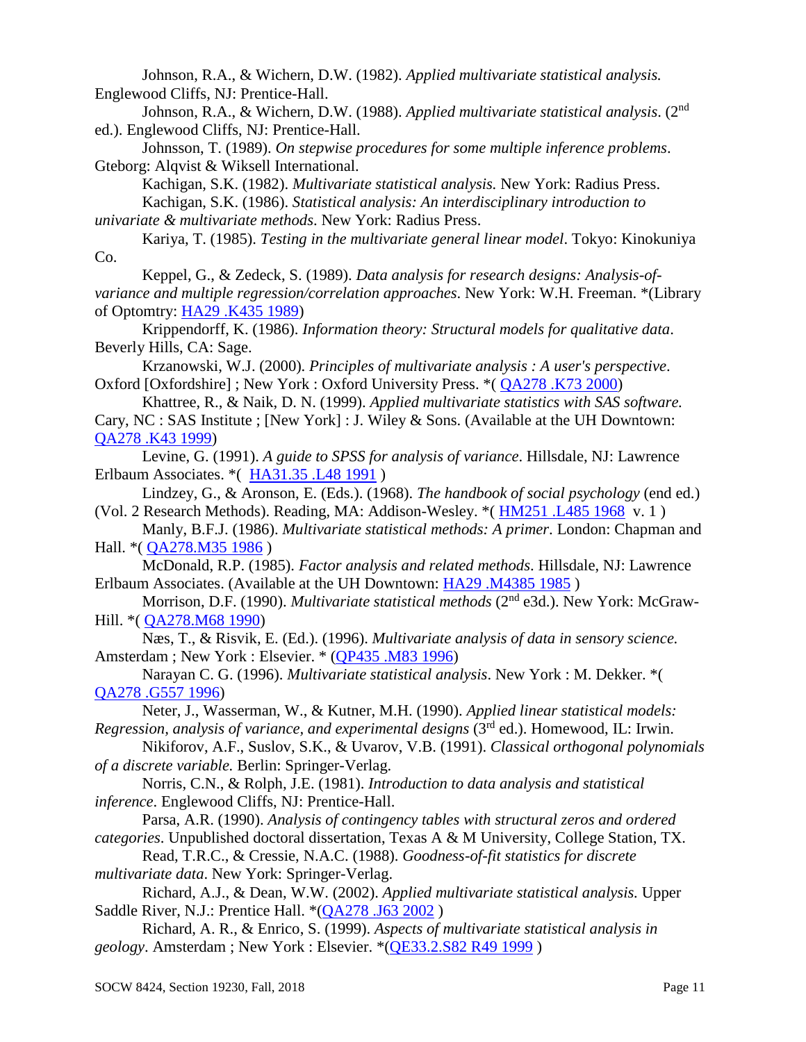Johnson, R.A., & Wichern, D.W. (1982). *Applied multivariate statistical analysis.* Englewood Cliffs, NJ: Prentice-Hall.

Johnson, R.A., & Wichern, D.W. (1988). *Applied multivariate statistical analysis*. (2nd ed.). Englewood Cliffs, NJ: Prentice-Hall.

Johnsson, T. (1989). *On stepwise procedures for some multiple inference problems*. Gteborg: Alqvist & Wiksell International.

Kachigan, S.K. (1982). *Multivariate statistical analysis.* New York: Radius Press.

Kachigan, S.K. (1986). *Statistical analysis: An interdisciplinary introduction to univariate & multivariate methods*. New York: Radius Press.

Kariya, T. (1985). *Testing in the multivariate general linear model*. Tokyo: Kinokuniya Co.

Keppel, G., & Zedeck, S. (1989). *Data analysis for research designs: Analysis-of-variance and multiple regression/correlation approaches*. New York: W.H. Freeman. *(Library of Optomtry: HA29 .K435 1989)

Krippendorff, K. (1986). *Information theory: Structural models for qualitative data*. Beverly Hills, CA: Sage.

Krzanowski, W.J. (2000). *Principles of multivariate analysis : A user's perspective*. Oxford [Oxfordshire] ; New York : Oxford University Press. *( QA278 .K73 2000)

Khattree, R., & Naik, D. N. (1999). *Applied multivariate statistics with SAS software.* Cary, NC : SAS Institute ; [New York] : J. Wiley & Sons. (Available at the UH Downtown: QA278 .K43 1999)

Levine, G. (1991). *A guide to SPSS for analysis of variance*. Hillsdale, NJ: Lawrence Erlbaum Associates. *( HA31.35 .L48 1991 )

Lindzey, G., & Aronson, E. (Eds.). (1968). *The handbook of social psychology* (end ed.) (Vol. 2 Research Methods). Reading, MA: Addison-Wesley. *( HM251 .L485 1968 v. 1 )

Manly, B.F.J. (1986). *Multivariate statistical methods: A primer*. London: Chapman and Hall. *( QA278.M35 1986 )

McDonald, R.P. (1985). *Factor analysis and related methods*. Hillsdale, NJ: Lawrence Erlbaum Associates. (Available at the UH Downtown: HA29 .M4385 1985 )

Morrison, D.F. (1990). *Multivariate statistical methods* (2nd e3d.). New York: McGraw-Hill. *( QA278.M68 1990)

Næs, T., & Risvik, E. (Ed.). (1996). *Multivariate analysis of data in sensory science.* Amsterdam ; New York : Elsevier. * (QP435 .M83 1996)

Narayan C. G. (1996). *Multivariate statistical analysis*. New York : M. Dekker. *( QA278 .G557 1996)

Neter, J., Wasserman, W., & Kutner, M.H. (1990). *Applied linear statistical models: Regression, analysis of variance, and experimental designs* (3rd ed.). Homewood, IL: Irwin.

Nikiforov, A.F., Suslov, S.K., & Uvarov, V.B. (1991). *Classical orthogonal polynomials of a discrete variable.* Berlin: Springer-Verlag.

Norris, C.N., & Rolph, J.E. (1981). *Introduction to data analysis and statistical inference*. Englewood Cliffs, NJ: Prentice-Hall.

Parsa, A.R. (1990). *Analysis of contingency tables with structural zeros and ordered categories*. Unpublished doctoral dissertation, Texas A & M University, College Station, TX.

Read, T.R.C., & Cressie, N.A.C. (1988). *Goodness-of-fit statistics for discrete multivariate data*. New York: Springer-Verlag.

Richard, A.J., & Dean, W.W. (2002). *Applied multivariate statistical analysis.* Upper Saddle River, N.J.: Prentice Hall. *(QA278 .J63 2002 )

Richard, A. R., & Enrico, S. (1999). *Aspects of multivariate statistical analysis in geology*. Amsterdam ; New York : Elsevier. *(QE33.2.S82 R49 1999 )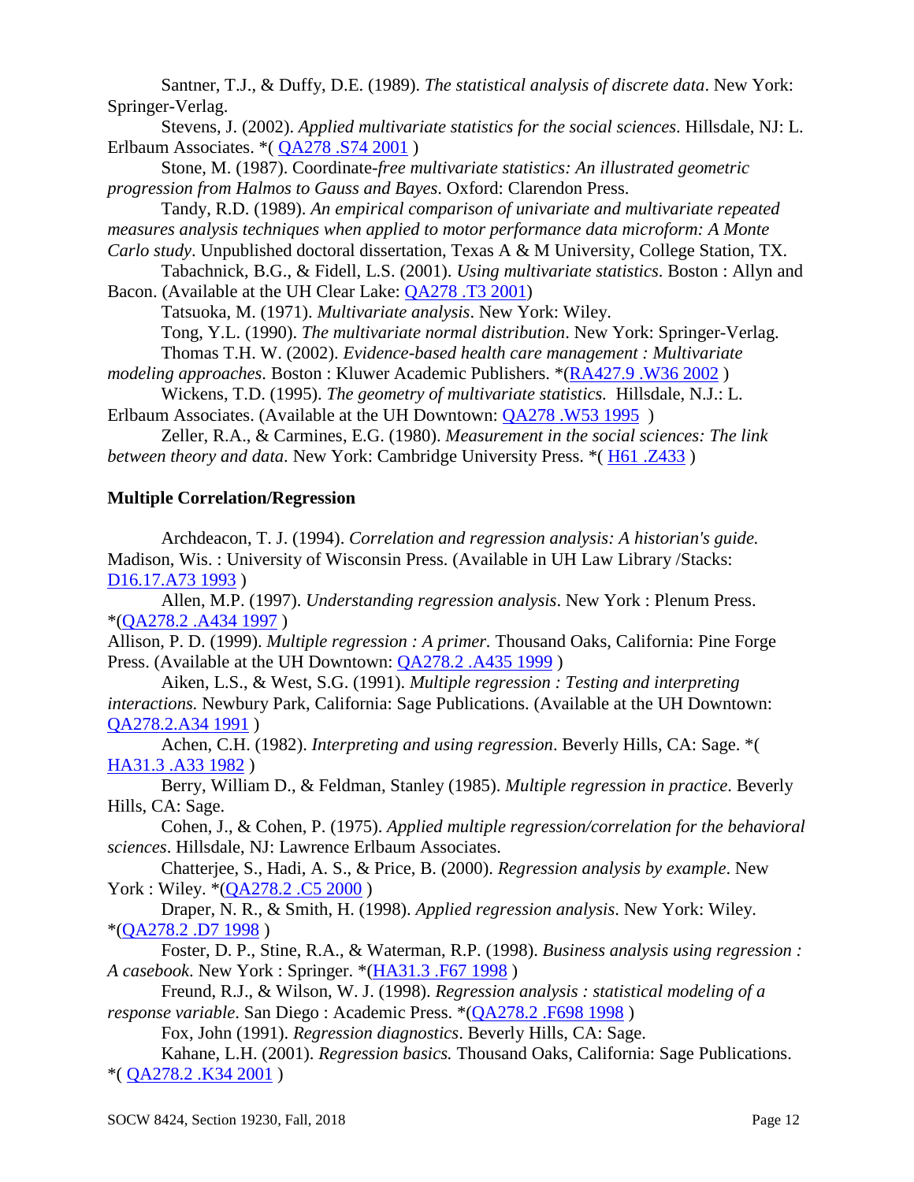Santner, T.J., & Duffy, D.E. (1989). *The statistical analysis of discrete data*. New York: Springer-Verlag.

Stevens, J. (2002). *Applied multivariate statistics for the social sciences*. Hillsdale, NJ: L. Erlbaum Associates. *( QA278 .S74 2001 )

Stone, M. (1987). Coordinate-*free multivariate statistics: An illustrated geometric progression from Halmos to Gauss and Bayes*. Oxford: Clarendon Press.

Tandy, R.D. (1989). *An empirical comparison of univariate and multivariate repeated measures analysis techniques when applied to motor performance data microform: A Monte Carlo study*. Unpublished doctoral dissertation, Texas A & M University, College Station, TX.

Tabachnick, B.G., & Fidell, L.S. (2001). *Using multivariate statistics*. Boston : Allyn and Bacon. (Available at the UH Clear Lake: QA278 .T3 2001)

Tatsuoka, M. (1971). *Multivariate analysis*. New York: Wiley.

Tong, Y.L. (1990). *The multivariate normal distribution*. New York: Springer-Verlag.

Thomas T.H. W. (2002). *Evidence-based health care management : Multivariate modeling approaches.* Boston : Kluwer Academic Publishers. *(RA427.9 .W36 2002 )

Wickens, T.D. (1995). *The geometry of multivariate statistics.* Hillsdale, N.J.: L. Erlbaum Associates. (Available at the UH Downtown: QA278 .W53 1995 )

Zeller, R.A., & Carmines, E.G. (1980). *Measurement in the social sciences: The link between theory and data*. New York: Cambridge University Press. *( H61 .Z433 )

**Multiple Correlation/Regression**

Archdeacon, T. J. (1994). *Correlation and regression analysis: A historian's guide.* Madison, Wis. : University of Wisconsin Press. (Available in UH Law Library /Stacks: D16.17.A73 1993 )

Allen, M.P. (1997). *Understanding regression analysis*. New York : Plenum Press. *(QA278.2 .A434 1997 )

Allison, P. D. (1999). *Multiple regression : A primer.* Thousand Oaks, California: Pine Forge Press. (Available at the UH Downtown: QA278.2 .A435 1999 )

Aiken, L.S., & West, S.G. (1991). *Multiple regression : Testing and interpreting interactions.* Newbury Park, California: Sage Publications. (Available at the UH Downtown: QA278.2.A34 1991 )

Achen, C.H. (1982). *Interpreting and using regression*. Beverly Hills, CA: Sage. *( HA31.3 .A33 1982 )

Berry, William D., & Feldman, Stanley (1985). *Multiple regression in practice*. Beverly Hills, CA: Sage.

Cohen, J., & Cohen, P. (1975). *Applied multiple regression/correlation for the behavioral sciences*. Hillsdale, NJ: Lawrence Erlbaum Associates.

Chatterjee, S., Hadi, A. S., & Price, B. (2000). *Regression analysis by example*. New York : Wiley. *(QA278.2 .C5 2000 )

Draper, N. R., & Smith, H. (1998). *Applied regression analysis*. New York: Wiley. *(QA278.2 .D7 1998 )

Foster, D. P., Stine, R.A., & Waterman, R.P. (1998). *Business analysis using regression : A casebook.* New York : Springer. *(HA31.3 .F67 1998 )

Freund, R.J., & Wilson, W. J. (1998). *Regression analysis : statistical modeling of a response variable.* San Diego : Academic Press. *(QA278.2 .F698 1998 )

Fox, John (1991). *Regression diagnostics*. Beverly Hills, CA: Sage.

Kahane, L.H. (2001). *Regression basics.* Thousand Oaks, California: Sage Publications. *( QA278.2 .K34 2001 )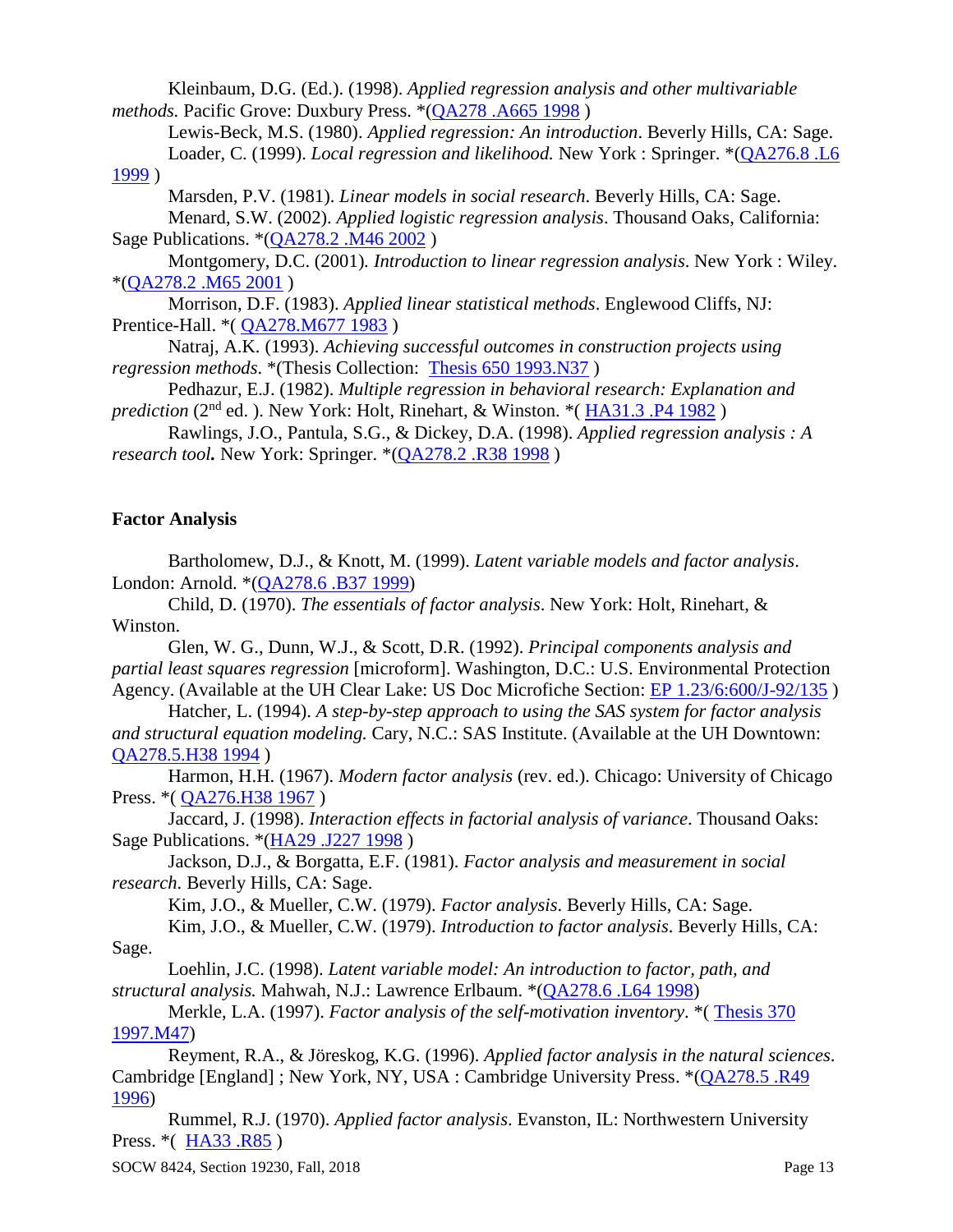Kleinbaum, D.G. (Ed.). (1998). *Applied regression analysis and other multivariable methods.* Pacific Grove: Duxbury Press. *(QA278 .A665 1998 )

Lewis-Beck, M.S. (1980). *Applied regression: An introduction*. Beverly Hills, CA: Sage.

Loader, C. (1999). *Local regression and likelihood.* New York : Springer. *(QA276.8 .L6 1999 )

Marsden, P.V. (1981). *Linear models in social research*. Beverly Hills, CA: Sage.

Menard, S.W. (2002). *Applied logistic regression analysis*. Thousand Oaks, California: Sage Publications. *(QA278.2 .M46 2002 )

Montgomery, D.C. (2001). *Introduction to linear regression analysis*. New York : Wiley. *(QA278.2 .M65 2001 )

Morrison, D.F. (1983). *Applied linear statistical methods*. Englewood Cliffs, NJ: Prentice-Hall. *( QA278.M677 1983 )

Natraj, A.K. (1993). *Achieving successful outcomes in construction projects using regression methods*. *(Thesis Collection: Thesis 650 1993.N37 )

Pedhazur, E.J. (1982). *Multiple regression in behavioral research: Explanation and prediction* (2nd ed. ). New York: Holt, Rinehart, & Winston. *( HA31.3 .P4 1982 )

Rawlings, J.O., Pantula, S.G., & Dickey, D.A. (1998). *Applied regression analysis : A research tool.* New York: Springer. *(QA278.2 .R38 1998 )

## Factor Analysis

Bartholomew, D.J., & Knott, M. (1999). *Latent variable models and factor analysis*. London: Arnold. *(QA278.6 .B37 1999)

Child, D. (1970). *The essentials of factor analysis*. New York: Holt, Rinehart, & Winston.

Glen, W. G., Dunn, W.J., & Scott, D.R. (1992). *Principal components analysis and partial least squares regression* [microform]. Washington, D.C.: U.S. Environmental Protection Agency. (Available at the UH Clear Lake: US Doc Microfiche Section: EP 1.23/6:600/J-92/135 )

Hatcher, L. (1994). *A step-by-step approach to using the SAS system for factor analysis and structural equation modeling.* Cary, N.C.: SAS Institute. (Available at the UH Downtown: QA278.5.H38 1994 )

Harmon, H.H. (1967). *Modern factor analysis* (rev. ed.). Chicago: University of Chicago Press. *( QA276.H38 1967 )

Jaccard, J. (1998). *Interaction effects in factorial analysis of variance*. Thousand Oaks: Sage Publications. *(HA29 .J227 1998 )

Jackson, D.J., & Borgatta, E.F. (1981). *Factor analysis and measurement in social research*. Beverly Hills, CA: Sage.

Kim, J.O., & Mueller, C.W. (1979). *Factor analysis*. Beverly Hills, CA: Sage.

Kim, J.O., & Mueller, C.W. (1979). *Introduction to factor analysis*. Beverly Hills, CA: Sage.

Loehlin, J.C. (1998). *Latent variable model: An introduction to factor, path, and structural analysis.* Mahwah, N.J.: Lawrence Erlbaum. *(QA278.6 .L64 1998)

Merkle, L.A. (1997). *Factor analysis of the self-motivation inventory*. *( Thesis 370 1997.M47)

Reyment, R.A., & Jöreskog, K.G. (1996). *Applied factor analysis in the natural sciences*. Cambridge [England] ; New York, NY, USA : Cambridge University Press. *(QA278.5 .R49 1996)

Rummel, R.J. (1970). *Applied factor analysis*. Evanston, IL: Northwestern University Press. *( HA33 .R85 )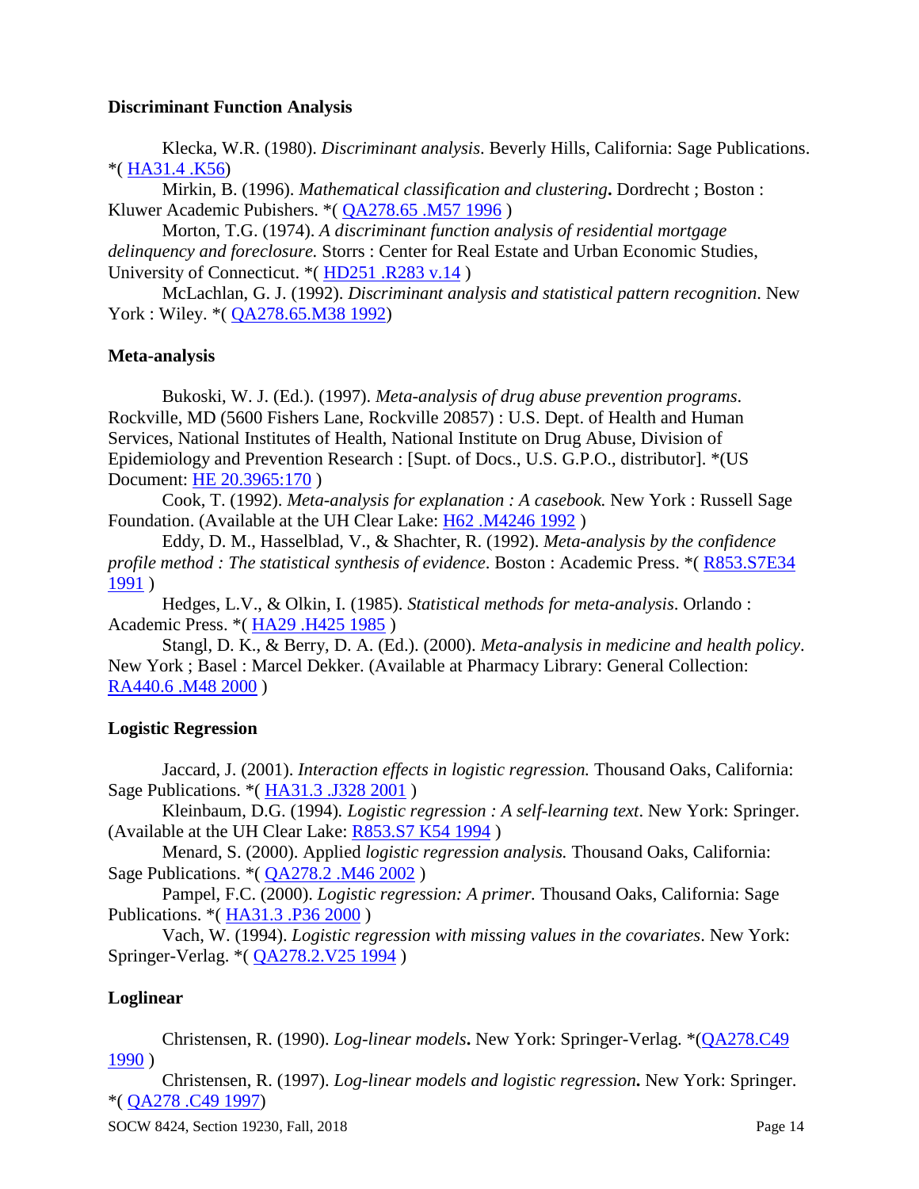**Discriminant Function Analysis**

Klecka, W.R. (1980). *Discriminant analysis*. Beverly Hills, California: Sage Publications. *( HA31.4 .K56)

Mirkin, B. (1996). *Mathematical classification and clustering***.** Dordrecht ; Boston : Kluwer Academic Pubishers. *( QA278.65 .M57 1996 )

Morton, T.G. (1974). *A discriminant function analysis of residential mortgage delinquency and foreclosure.* Storrs : Center for Real Estate and Urban Economic Studies, University of Connecticut. *( HD251 .R283 v.14 )

McLachlan, G. J. (1992). *Discriminant analysis and statistical pattern recognition*. New York : Wiley. *( QA278.65.M38 1992)

**Meta-analysis**

Bukoski, W. J. (Ed.). (1997). *Meta-analysis of drug abuse prevention programs*. Rockville, MD (5600 Fishers Lane, Rockville 20857) : U.S. Dept. of Health and Human Services, National Institutes of Health, National Institute on Drug Abuse, Division of Epidemiology and Prevention Research : [Supt. of Docs., U.S. G.P.O., distributor]. *(US Document: HE 20.3965:170 )

Cook, T. (1992). *Meta-analysis for explanation : A casebook.* New York : Russell Sage Foundation. (Available at the UH Clear Lake: H62 .M4246 1992 )

Eddy, D. M., Hasselblad, V., & Shachter, R. (1992). *Meta-analysis by the confidence profile method : The statistical synthesis of evidence*. Boston : Academic Press. *( R853.S7E34 1991 )

Hedges, L.V., & Olkin, I. (1985). *Statistical methods for meta-analysis*. Orlando : Academic Press. *( HA29 .H425 1985 )

Stangl, D. K., & Berry, D. A. (Ed.). (2000). *Meta-analysis in medicine and health policy*. New York ; Basel : Marcel Dekker. (Available at Pharmacy Library: General Collection: RA440.6 .M48 2000 )

**Logistic Regression**

Jaccard, J. (2001). *Interaction effects in logistic regression.* Thousand Oaks, California: Sage Publications. *( HA31.3 .J328 2001 )

Kleinbaum, D.G. (1994). *Logistic regression : A self-learning text*. New York: Springer. (Available at the UH Clear Lake: R853.S7 K54 1994 )

Menard, S. (2000). Applied *logistic regression analysis.* Thousand Oaks, California: Sage Publications. *( QA278.2 .M46 2002 )

Pampel, F.C. (2000). *Logistic regression: A primer.* Thousand Oaks, California: Sage Publications. *( HA31.3 .P36 2000 )

Vach, W. (1994). *Logistic regression with missing values in the covariates*. New York: Springer-Verlag. *( QA278.2.V25 1994 )

**Loglinear**

Christensen, R. (1990). *Log-linear models***.** New York: Springer-Verlag. *(QA278.C49 1990 )

Christensen, R. (1997). *Log-linear models and logistic regression***.** New York: Springer. *( QA278 .C49 1997)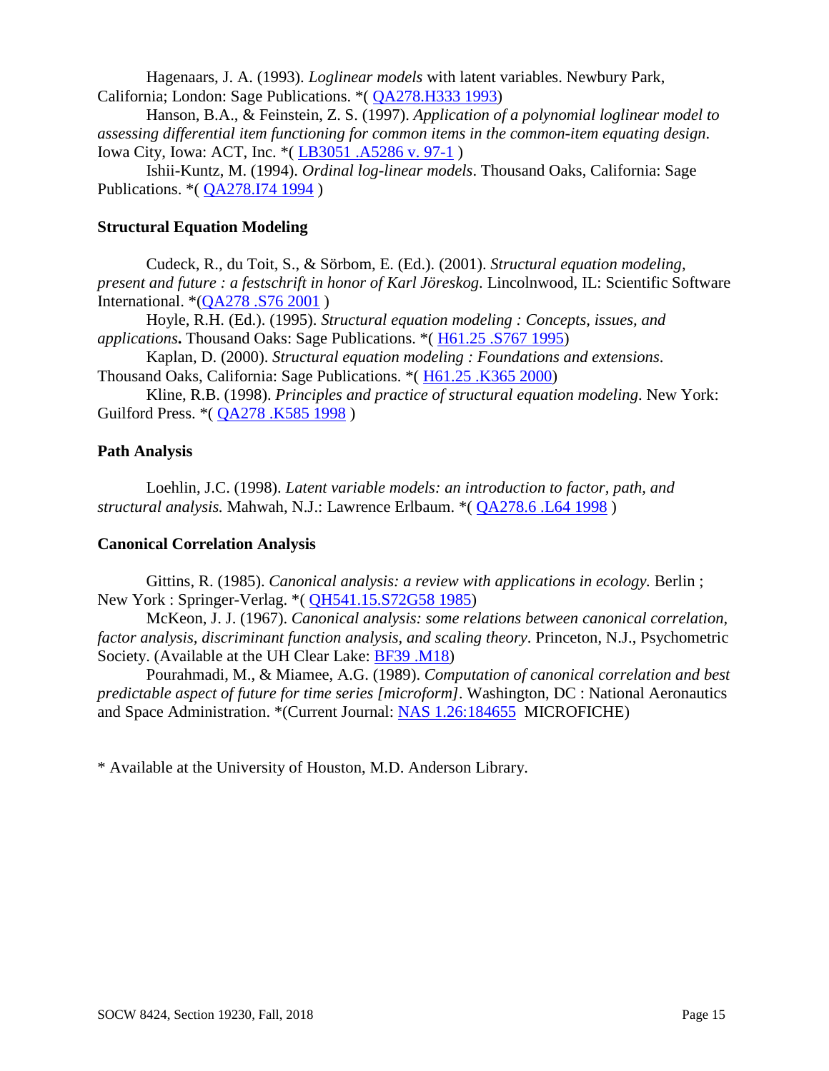Hagenaars, J. A. (1993). *Loglinear models* with latent variables. Newbury Park, California; London: Sage Publications. *( QA278.H333 1993)

Hanson, B.A., & Feinstein, Z. S. (1997). *Application of a polynomial loglinear model to assessing differential item functioning for common items in the common-item equating design*. Iowa City, Iowa: ACT, Inc. *( LB3051 .A5286 v. 97-1 )

Ishii-Kuntz, M. (1994). *Ordinal log-linear models*. Thousand Oaks, California: Sage Publications. *( QA278.I74 1994 )

### Structural Equation Modeling

Cudeck, R., du Toit, S., & Sörbom, E. (Ed.). (2001). *Structural equation modeling, present and future : a festschrift in honor of Karl Jöreskog*. Lincolnwood, IL: Scientific Software International. *(QA278 .S76 2001 )

Hoyle, R.H. (Ed.). (1995). *Structural equation modeling : Concepts, issues, and applications***.** Thousand Oaks: Sage Publications. *( H61.25 .S767 1995)

Kaplan, D. (2000). *Structural equation modeling : Foundations and extensions*. Thousand Oaks, California: Sage Publications. *( H61.25 .K365 2000)

Kline, R.B. (1998). *Principles and practice of structural equation modeling*. New York: Guilford Press. *( QA278 .K585 1998 )

### Path Analysis

Loehlin, J.C. (1998). *Latent variable models: an introduction to factor, path, and structural analysis.* Mahwah, N.J.: Lawrence Erlbaum. *( QA278.6 .L64 1998 )

### Canonical Correlation Analysis

Gittins, R. (1985). *Canonical analysis: a review with applications in ecology.* Berlin ; New York : Springer-Verlag. *( QH541.15.S72G58 1985)

McKeon, J. J. (1967). *Canonical analysis: some relations between canonical correlation, factor analysis, discriminant function analysis, and scaling theory*. Princeton, N.J., Psychometric Society. (Available at the UH Clear Lake: BF39 .M18)

Pourahmadi, M., & Miamee, A.G. (1989). *Computation of canonical correlation and best predictable aspect of future for time series [microform]*. Washington, DC : National Aeronautics and Space Administration. *(Current Journal: NAS 1.26:184655 MICROFICHE)

* Available at the University of Houston, M.D. Anderson Library.